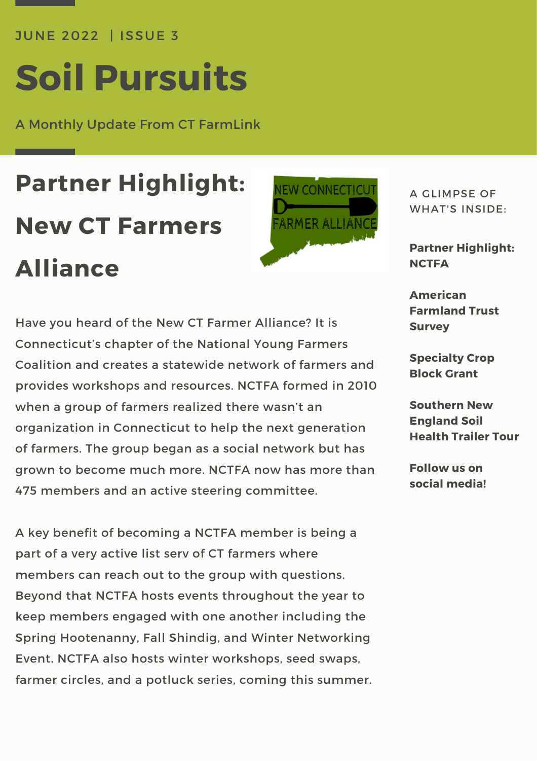JUNE 2022 | ISSUE 3

# Soil Pursuits

A Monthly Update From CT FarmLink

## Partner Highlight: New CT Farmers Alliance

A GLIMPSE OF WHAT'S INSIDE:

**Partner Highlight: NCTFA**

**American Farmland Trust Survey**

**Specialty Crop Block Grant**

**Southern New England Soil Health Trailer Tour**

**Follow us on social media!**

Have you heard of the New CT Farmer Alliance? It is Connecticut's chapter of the National Young Farmers Coalition and creates a statewide network of farmers and provides workshops and resources. NCTFA formed in 2010 when a group of farmers realized there wasn't an organization in Connecticut to help the next generation of farmers. The group began as a social network but has grown to become much more. NCTFA now has more than 475 members and an active steering committee.

A key benefit of becoming a NCTFA member is being a part of a very active list serv of CT farmers where members can reach out to the group with questions. Beyond that NCTFA hosts events throughout the year to keep members engaged with one another including the Spring Hootenanny, Fall Shindig, and Winter Networking Event. NCTFA also hosts winter workshops, seed swaps, farmer circles, and a potluck series, coming this summer.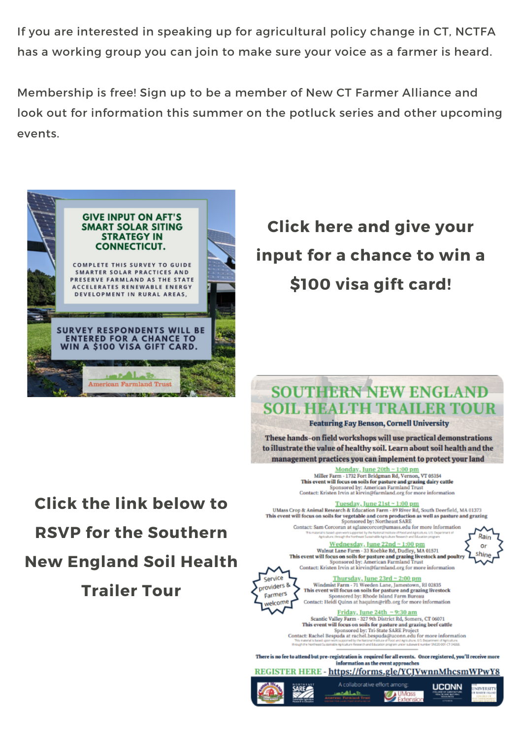If you are interested in speaking up for agricultural policy change in CT, NCTFA has a working group you can join to make sure your voice as a farmer is heard.

Membership is free! Sign up to be a member of New CT Farmer Alliance and look out for information this summer on the potluck series and other upcoming events.

**GIVE INPUT ON AFT'S SMART SOLAR SITING STRATEGY IN CONNECTICUT.**

COMPLETE THIS SURVEY TO GUIDE SMARTER SOLAR PRACTICES AND PRESERVE FARMLAND AS THE STATE ACCELERATES RENEWABLE ENERGY DEVELOPMENT IN RURAL AREAS.

SURVEY RESPONDENTS WILL BE ENTERED FOR A CHANCE TO WIN A $100 VISA GIFT CARD.

American Farmland Trust

## Click here and give your input for a chance to win a $100 visa gift card!

## Click the link below to RSVP for the Southern New England Soil Health Trailer Tour

# SOUTHERN NEW ENGLAND SOIL HEALTH TRAILER TOUR

**Featuring Fay Benson, Cornell University**

**These hands-on field workshops will use practical demonstrations to illustrate the value of healthy soil. Learn about soil health and the management practices you can implement to protect your land**

**Monday, June 20th ~ 1:00 pm**
Miller Farm - 1732 Fort Bridgman Rd, Vernon, VT 05354
**This event will focus on soils for pasture and grazing dairy cattle**
Sponsored by: American Farmland Trust
Contact: Kristen Irvin at kirvin@farmland.org for more information

**Tuesday, June 21st ~ 1:00 pm**
UMass Crop & Animal Research & Education Farm - 89 River Rd, South Deerfield, MA 01373
**This event will focus on soils for vegetable and corn production as well as pasture and grazing**
Sponsored by: Northeast SARE
Contact: Sam Corcoran at sglazecorcor@umass.edu for more information

**Wednesday, June 22nd ~ 1:00 pm**
Walnut Lane Farm - 33 Koebke Rd, Dudley, MA 01571
**This event will focus on soils for pasture and grazing livestock and poultry**
Sponsored by: American Farmland Trust
Contact: Kristen Irvin at kirvin@farmland.org for more information

Rain or shine

Service providers & Farmers welcome

**Thursday, June 23rd ~ 2:00 pm**
Windmist Farm - 71 Weeden Lane, Jamestown, RI 02835
**This event will focus on soils for pasture and grazing livestock**
Sponsored by: Rhode Island Farm Bureau
Contact: Heidi Quinn at haquinn@rifb.org for more information

**Friday, June 24th ~ 9:30 am**
Scantic Valley Farm - 327 9th District Rd, Somers, CT 06071
**This event will focus on soils for pasture and grazing beef cattle**
Sponsored by: Tri-State SARE Project
Contact: Rachel Bespuda at rachel.bespuda@uconn.edu for more information

**There is no fee to attend but pre-registration is required for all events. Once registered, you'll receive more information as the event approaches**

**REGISTER HERE - https://forms.gle/YCJVwnnMhcsmWPwY8**

A collaborative effort among: Rhode Island Farm Bureau, Northeast SARE, American Farmland Trust, UMass Extension, UConn, University of Rhode Island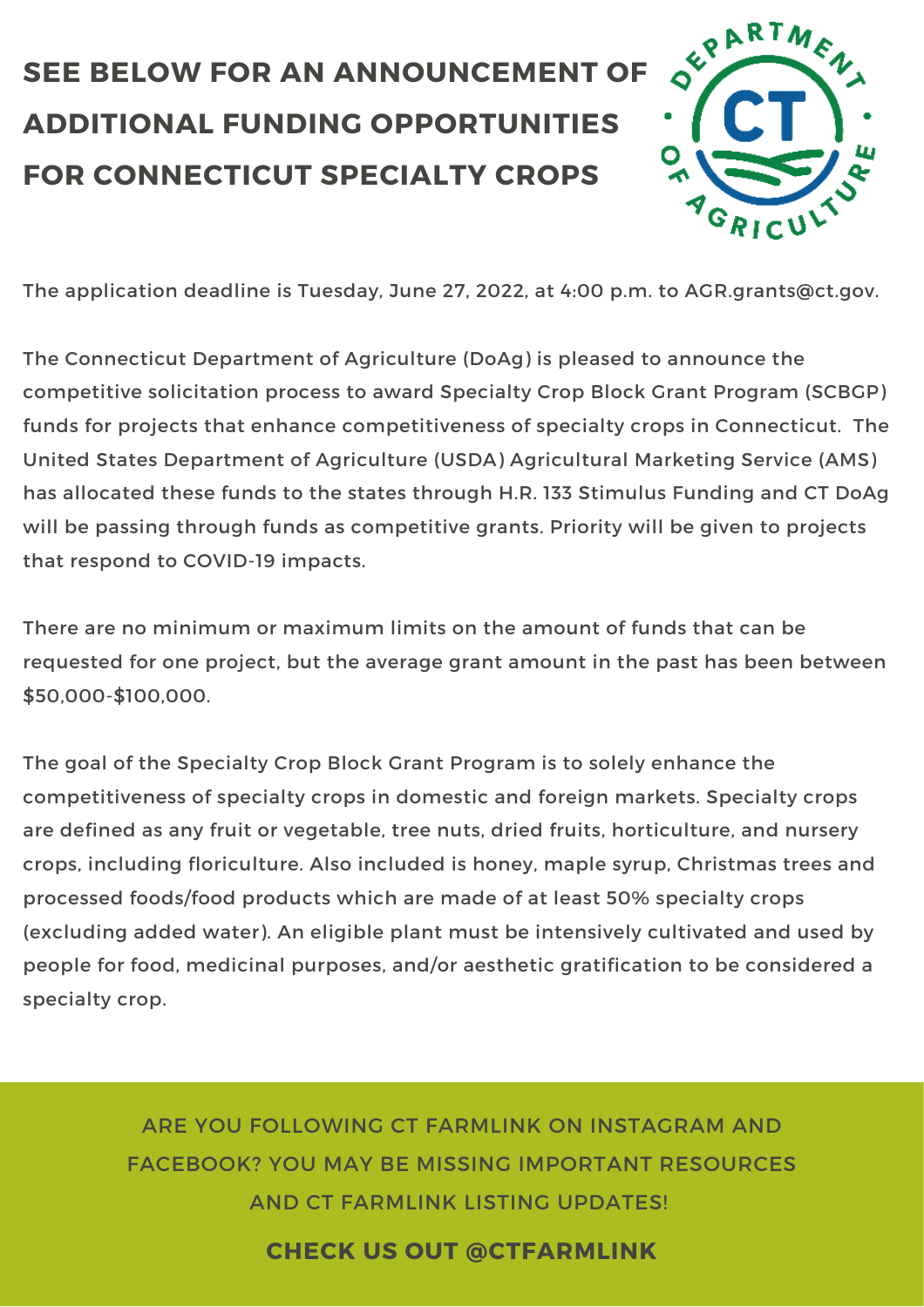# SEE BELOW FOR AN ANNOUNCEMENT OF ADDITIONAL FUNDING OPPORTUNITIES FOR CONNECTICUT SPECIALTY CROPS

The application deadline is Tuesday, June 27, 2022, at 4:00 p.m. to AGR.grants@ct.gov.

The Connecticut Department of Agriculture (DoAg) is pleased to announce the competitive solicitation process to award Specialty Crop Block Grant Program (SCBGP) funds for projects that enhance competitiveness of specialty crops in Connecticut. The United States Department of Agriculture (USDA) Agricultural Marketing Service (AMS) has allocated these funds to the states through H.R. 133 Stimulus Funding and CT DoAg will be passing through funds as competitive grants. Priority will be given to projects that respond to COVID-19 impacts.

There are no minimum or maximum limits on the amount of funds that can be requested for one project, but the average grant amount in the past has been between $50,000-$100,000.

The goal of the Specialty Crop Block Grant Program is to solely enhance the competitiveness of specialty crops in domestic and foreign markets. Specialty crops are defined as any fruit or vegetable, tree nuts, dried fruits, horticulture, and nursery crops, including floriculture. Also included is honey, maple syrup, Christmas trees and processed foods/food products which are made of at least 50% specialty crops (excluding added water). An eligible plant must be intensively cultivated and used by people for food, medicinal purposes, and/or aesthetic gratification to be considered a specialty crop.

ARE YOU FOLLOWING CT FARMLINK ON INSTAGRAM AND FACEBOOK? YOU MAY BE MISSING IMPORTANT RESOURCES AND CT FARMLINK LISTING UPDATES!

**CHECK US OUT @CTFARMLINK**